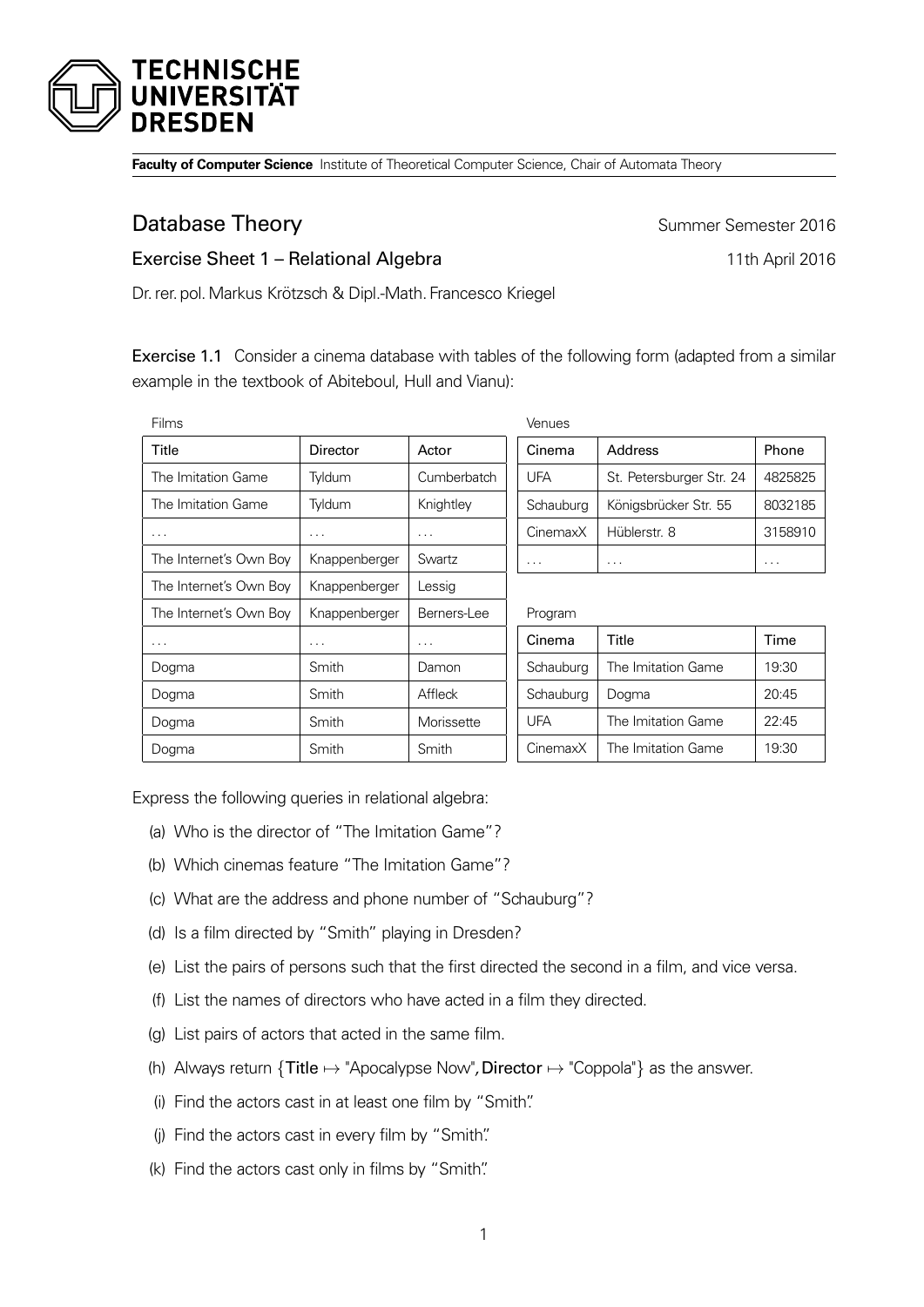**TECHNISCHE UNIVERSITÄT DRESDEN**

**Faculty of Computer Science** Institute of Theoretical Computer Science, Chair of Automata Theory

# Database Theory

Summer Semester 2016

## Exercise Sheet 1 – Relational Algebra

11th April 2016

Dr. rer. pol. Markus Krötzsch & Dipl.-Math. Francesco Kriegel

**Exercise 1.1** Consider a cinema database with tables of the following form (adapted from a similar example in the textbook of Abiteboul, Hull and Vianu):

Films

| Title | Director | Actor |
|---|---|---|
| The Imitation Game | Tyldum | Cumberbatch |
| The Imitation Game | Tyldum | Knightley |
| ... | ... | ... |
| The Internet's Own Boy | Knappenberger | Swartz |
| The Internet's Own Boy | Knappenberger | Lessig |
| The Internet's Own Boy | Knappenberger | Berners-Lee |
| ... | ... | ... |
| Dogma | Smith | Damon |
| Dogma | Smith | Affleck |
| Dogma | Smith | Morissette |
| Dogma | Smith | Smith |

Venues

| Cinema | Address | Phone |
|---|---|---|
| UFA | St. Petersburger Str. 24 | 4825825 |
| Schauburg | Königsbrücker Str. 55 | 8032185 |
| CinemaxX | Hüblerstr. 8 | 3158910 |
| ... | ... | ... |

Program

| Cinema | Title | Time |
|---|---|---|
| Schauburg | The Imitation Game | 19:30 |
| Schauburg | Dogma | 20:45 |
| UFA | The Imitation Game | 22:45 |
| CinemaxX | The Imitation Game | 19:30 |

Express the following queries in relational algebra:

(a) Who is the director of "The Imitation Game"?

(b) Which cinemas feature "The Imitation Game"?

(c) What are the address and phone number of "Schauburg"?

(d) Is a film directed by "Smith" playing in Dresden?

(e) List the pairs of persons such that the first directed the second in a film, and vice versa.

(f) List the names of directors who have acted in a film they directed.

(g) List pairs of actors that acted in the same film.

(h) Always return $\{\text{Title} \mapsto \text{"Apocalypse Now"}, \text{Director} \mapsto \text{"Coppola"}\}$ as the answer.

(i) Find the actors cast in at least one film by "Smith".

(j) Find the actors cast in every film by "Smith".

(k) Find the actors cast only in films by "Smith".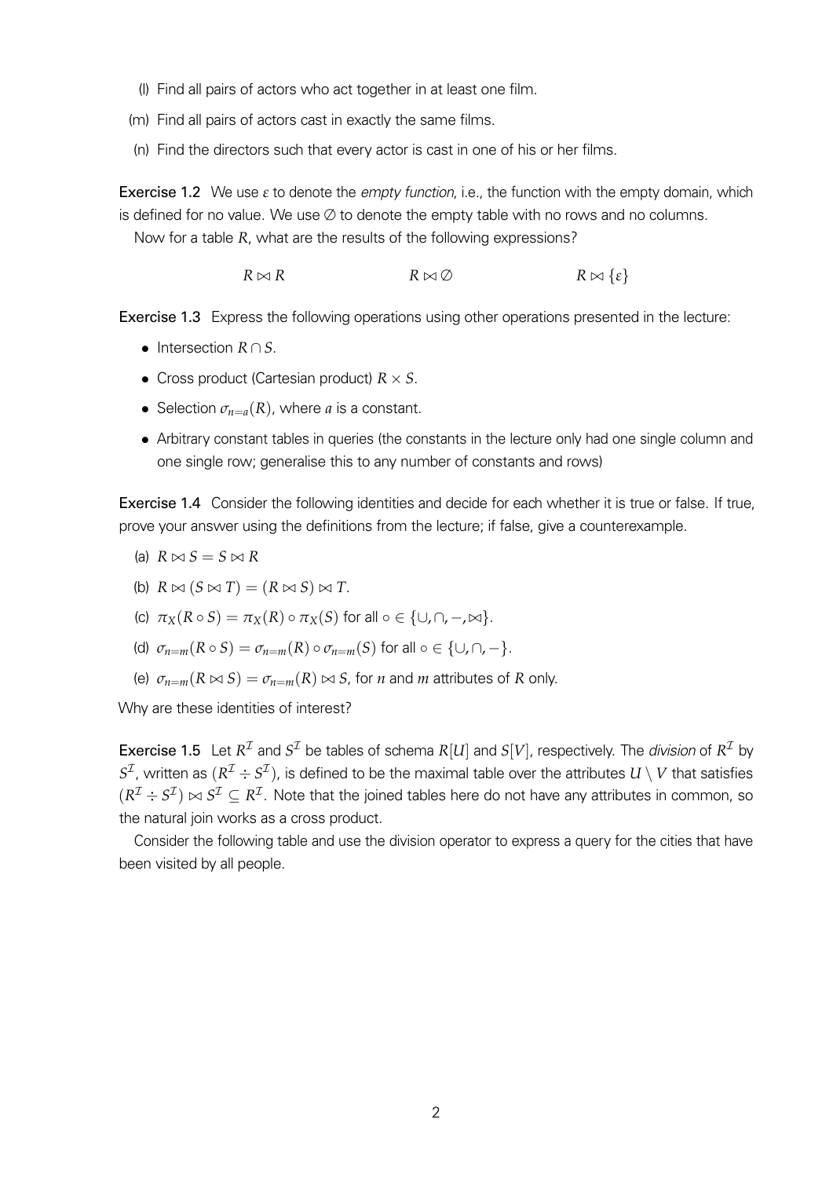(l) Find all pairs of actors who act together in at least one film.

(m) Find all pairs of actors cast in exactly the same films.

(n) Find the directors such that every actor is cast in one of his or her films.

**Exercise 1.2** We use $\varepsilon$ to denote the *empty function*, i.e., the function with the empty domain, which is defined for no value. We use $\emptyset$ to denote the empty table with no rows and no columns.

Now for a table $R$, what are the results of the following expressions?

$$R \bowtie R \qquad\qquad R \bowtie \emptyset \qquad\qquad R \bowtie \{\varepsilon\}$$

**Exercise 1.3** Express the following operations using other operations presented in the lecture:

- Intersection $R \cap S$.
- Cross product (Cartesian product) $R \times S$.
- Selection $\sigma_{n=a}(R)$, where $a$ is a constant.
- Arbitrary constant tables in queries (the constants in the lecture only had one single column and one single row; generalise this to any number of constants and rows)

**Exercise 1.4** Consider the following identities and decide for each whether it is true or false. If true, prove your answer using the definitions from the lecture; if false, give a counterexample.

(a) $R \bowtie S = S \bowtie R$

(b) $R \bowtie (S \bowtie T) = (R \bowtie S) \bowtie T$.

(c) $\pi_X(R \circ S) = \pi_X(R) \circ \pi_X(S)$ for all $\circ \in \{\cup, \cap, -, \bowtie\}$.

(d) $\sigma_{n=m}(R \circ S) = \sigma_{n=m}(R) \circ \sigma_{n=m}(S)$ for all $\circ \in \{\cup, \cap, -\}$.

(e) $\sigma_{n=m}(R \bowtie S) = \sigma_{n=m}(R) \bowtie S$, for $n$ and $m$ attributes of $R$ only.

Why are these identities of interest?

**Exercise 1.5** Let $R^{\mathcal{I}}$ and $S^{\mathcal{I}}$ be tables of schema $R[U]$ and $S[V]$, respectively. The *division* of $R^{\mathcal{I}}$ by $S^{\mathcal{I}}$, written as $(R^{\mathcal{I}} \div S^{\mathcal{I}})$, is defined to be the maximal table over the attributes $U \setminus V$ that satisfies $(R^{\mathcal{I}} \div S^{\mathcal{I}}) \bowtie S^{\mathcal{I}} \subseteq R^{\mathcal{I}}$. Note that the joined tables here do not have any attributes in common, so the natural join works as a cross product.

Consider the following table and use the division operator to express a query for the cities that have been visited by all people.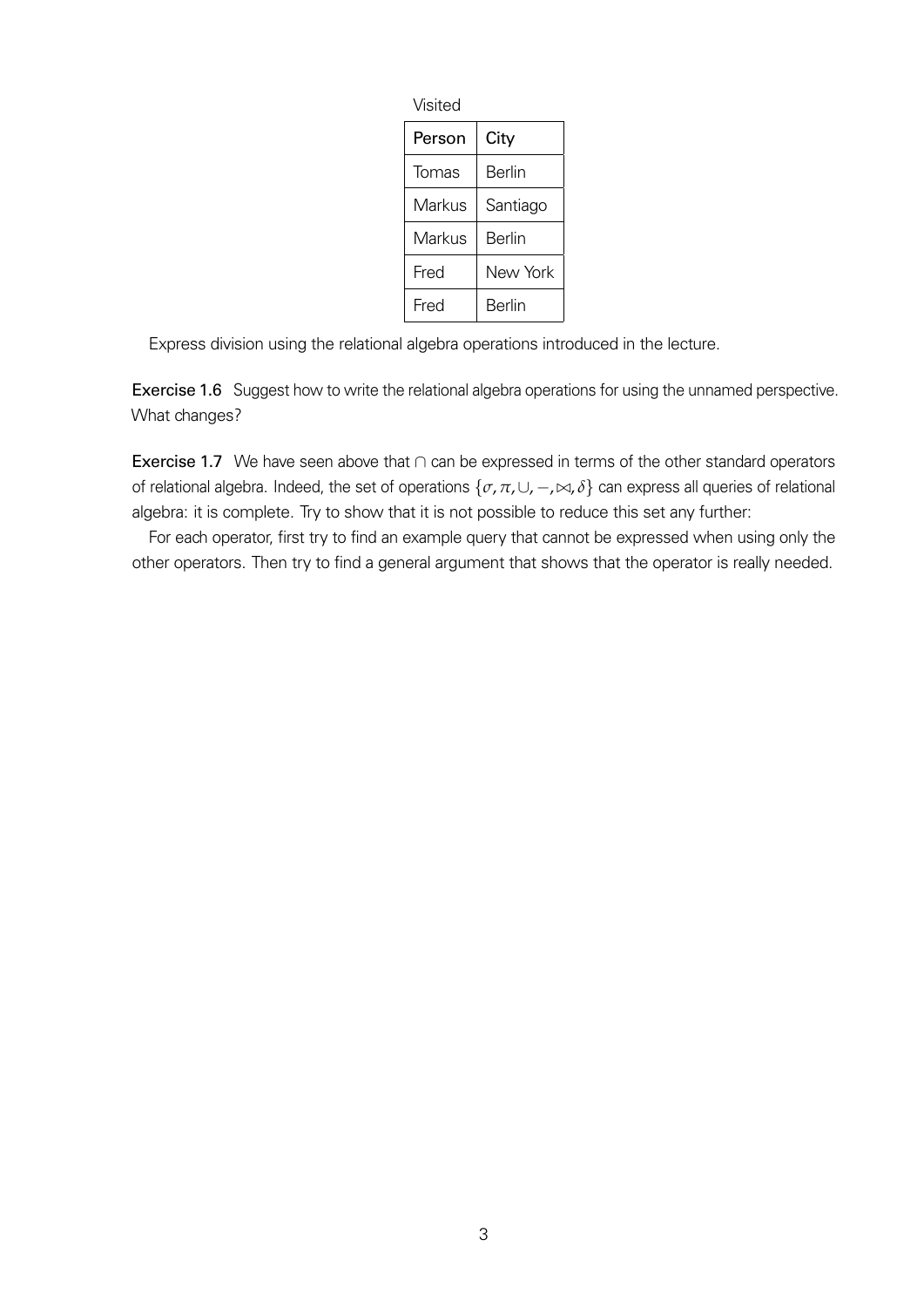Visited

| Person | City |
| --- | --- |
| Tomas | Berlin |
| Markus | Santiago |
| Markus | Berlin |
| Fred | New York |
| Fred | Berlin |

Express division using the relational algebra operations introduced in the lecture.

**Exercise 1.6** Suggest how to write the relational algebra operations for using the unnamed perspective. What changes?

**Exercise 1.7** We have seen above that $\cap$ can be expressed in terms of the other standard operators of relational algebra. Indeed, the set of operations $\{\sigma, \pi, \cup, -, \bowtie, \delta\}$ can express all queries of relational algebra: it is complete. Try to show that it is not possible to reduce this set any further:

For each operator, first try to find an example query that cannot be expressed when using only the other operators. Then try to find a general argument that shows that the operator is really needed.